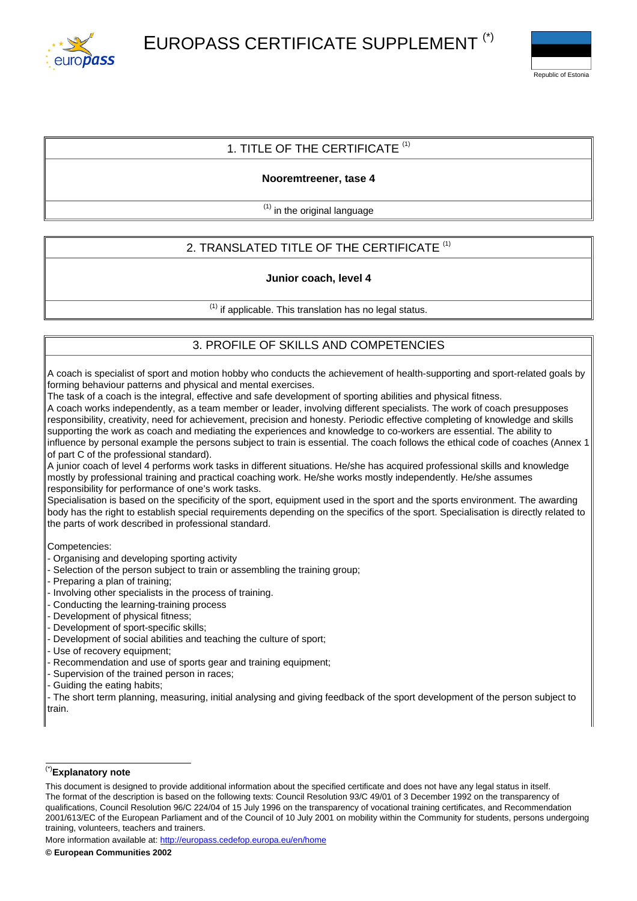# EUROPASS CERTIFICATE SUPPLEMENT [(*)]

Republic of Estonia

## 1. TITLE OF THE CERTIFICATE [(1)]

**Nooremtreener, tase 4**

[(1)] in the original language

## 2. TRANSLATED TITLE OF THE CERTIFICATE [(1)]

**Junior coach, level 4**

[(1)] if applicable. This translation has no legal status.

## 3. PROFILE OF SKILLS AND COMPETENCIES

A coach is specialist of sport and motion hobby who conducts the achievement of health-supporting and sport-related goals by forming behaviour patterns and physical and mental exercises.
The task of a coach is the integral, effective and safe development of sporting abilities and physical fitness.
A coach works independently, as a team member or leader, involving different specialists. The work of coach presupposes responsibility, creativity, need for achievement, precision and honesty. Periodic effective completing of knowledge and skills supporting the work as coach and mediating the experiences and knowledge to co-workers are essential. The ability to influence by personal example the persons subject to train is essential. The coach follows the ethical code of coaches (Annex 1 of part C of the professional standard).
A junior coach of level 4 performs work tasks in different situations. He/she has acquired professional skills and knowledge mostly by professional training and practical coaching work. He/she works mostly independently. He/she assumes responsibility for performance of one's work tasks.
Specialisation is based on the specificity of the sport, equipment used in the sport and the sports environment. The awarding body has the right to establish special requirements depending on the specifics of the sport. Specialisation is directly related to the parts of work described in professional standard.

Competencies:
- Organising and developing sporting activity
- Selection of the person subject to train or assembling the training group;
- Preparing a plan of training;
- Involving other specialists in the process of training.
- Conducting the learning-training process
- Development of physical fitness;
- Development of sport-specific skills;
- Development of social abilities and teaching the culture of sport;
- Use of recovery equipment;
- Recommendation and use of sports gear and training equipment;
- Supervision of the trained person in races;
- Guiding the eating habits;
- The short term planning, measuring, initial analysing and giving feedback of the sport development of the person subject to train.

---

[(*)] **Explanatory note**

This document is designed to provide additional information about the specified certificate and does not have any legal status in itself.
The format of the description is based on the following texts: Council Resolution 93/C 49/01 of 3 December 1992 on the transparency of qualifications, Council Resolution 96/C 224/04 of 15 July 1996 on the transparency of vocational training certificates, and Recommendation 2001/613/EC of the European Parliament and of the Council of 10 July 2001 on mobility within the Community for students, persons undergoing training, volunteers, teachers and trainers.

More information available at: http://europass.cedefop.europa.eu/en/home

**© European Communities 2002**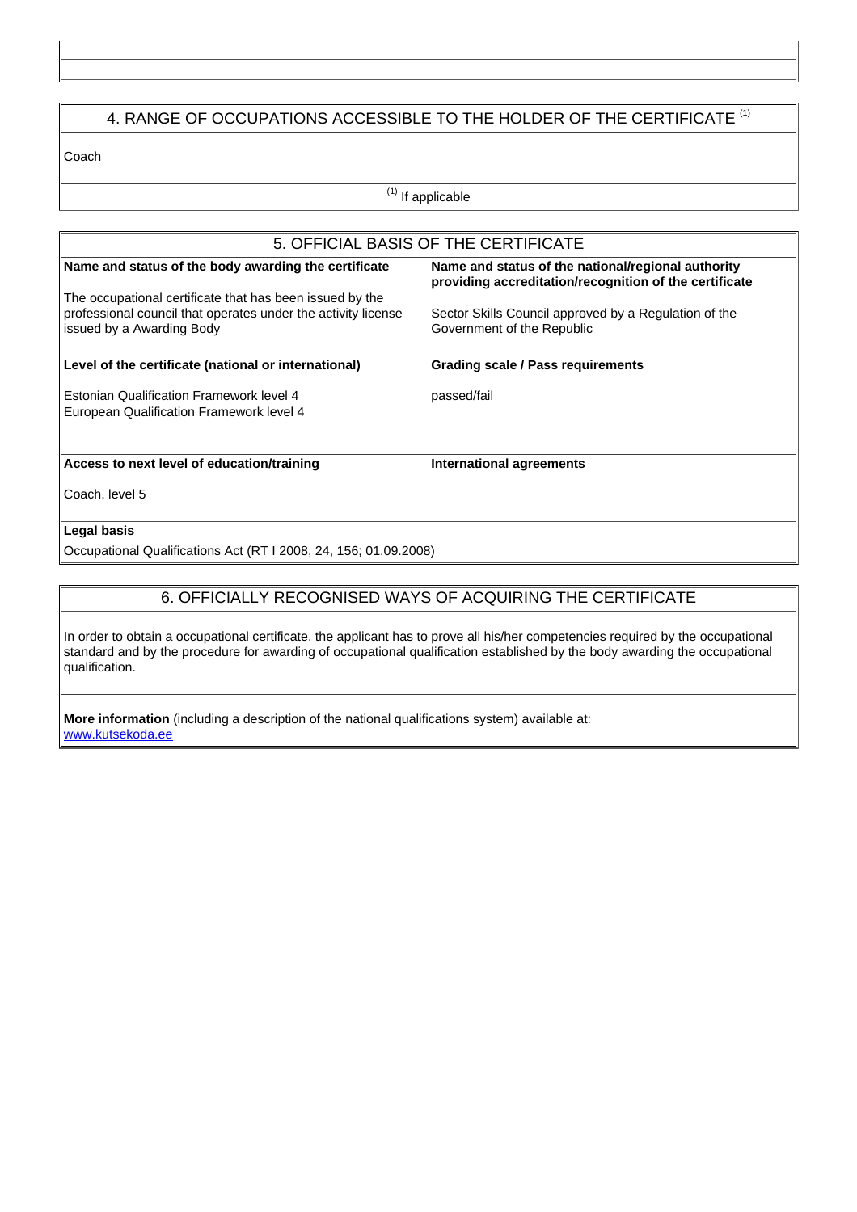## 4. RANGE OF OCCUPATIONS ACCESSIBLE TO THE HOLDER OF THE CERTIFICATE [1]

Coach

[1] If applicable

## 5. OFFICIAL BASIS OF THE CERTIFICATE

| | |
|---|---|
| **Name and status of the body awarding the certificate**<br><br>The occupational certificate that has been issued by the professional council that operates under the activity license issued by a Awarding Body | **Name and status of the national/regional authority providing accreditation/recognition of the certificate**<br><br>Sector Skills Council approved by a Regulation of the Government of the Republic |
| **Level of the certificate (national or international)**<br><br>Estonian Qualification Framework level 4<br>European Qualification Framework level 4 | **Grading scale / Pass requirements**<br><br>passed/fail |
| **Access to next level of education/training**<br><br>Coach, level 5 | **International agreements** |

**Legal basis**

Occupational Qualifications Act (RT I 2008, 24, 156; 01.09.2008)

## 6. OFFICIALLY RECOGNISED WAYS OF ACQUIRING THE CERTIFICATE

In order to obtain a occupational certificate, the applicant has to prove all his/her competencies required by the occupational standard and by the procedure for awarding of occupational qualification established by the body awarding the occupational qualification.

**More information** (including a description of the national qualifications system) available at: www.kutsekoda.ee